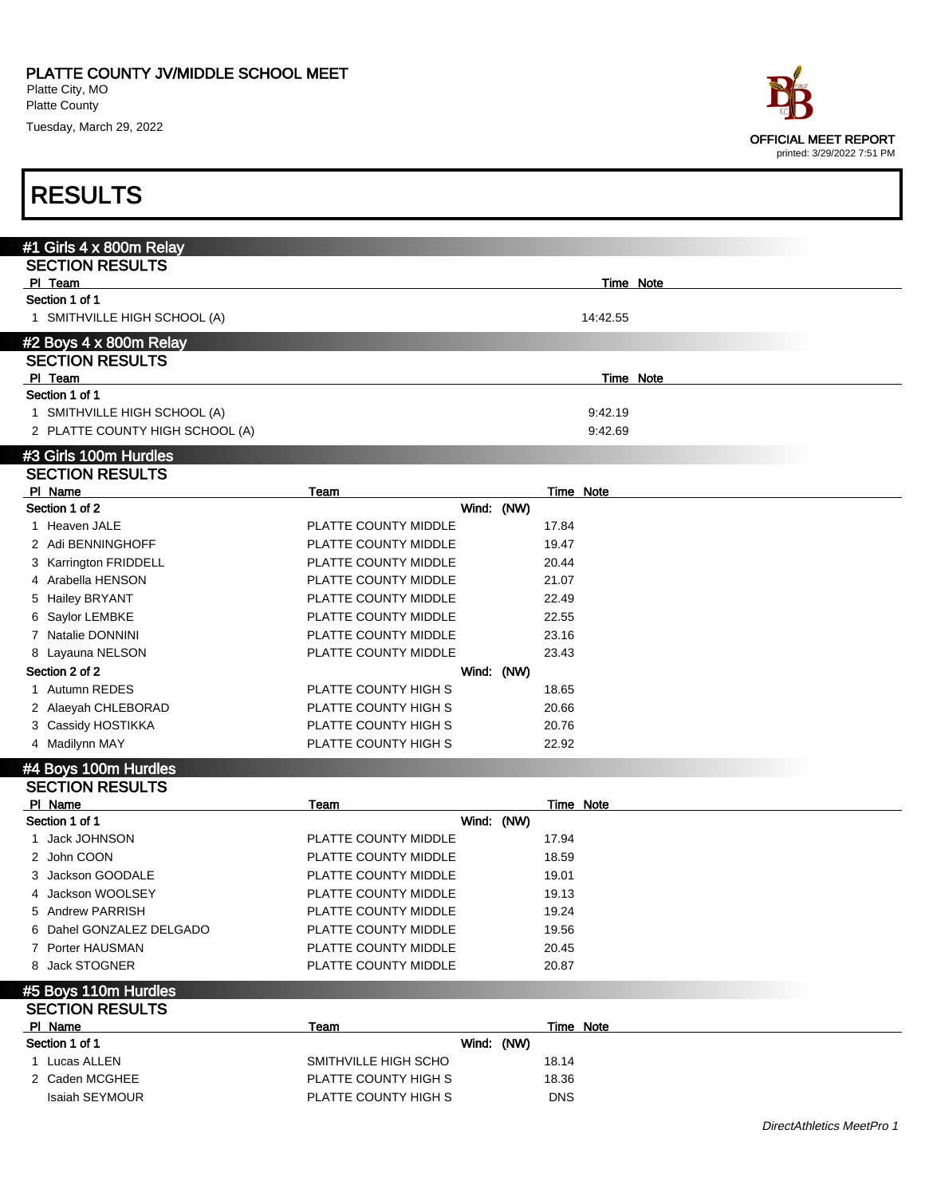# PLATTE COUNTY JV/MIDDLE SCHOOL MEET

Platte City, MO
Platte County

Tuesday, March 29, 2022

OFFICIAL MEET REPORT
printed: 3/29/2022 7:51 PM

# RESULTS

## #1 Girls 4 x 800m Relay

### SECTION RESULTS

| Pl | Team | Time | Note |
|---|---|---|---|
| **Section 1 of 1** | | | |
| 1 | SMITHVILLE HIGH SCHOOL (A) | 14:42.55 | |

## #2 Boys 4 x 800m Relay

### SECTION RESULTS

| Pl | Team | Time | Note |
|---|---|---|---|
| **Section 1 of 1** | | | |
| 1 | SMITHVILLE HIGH SCHOOL (A) | 9:42.19 | |
| 2 | PLATTE COUNTY HIGH SCHOOL (A) | 9:42.69 | |

## #3 Girls 100m Hurdles

### SECTION RESULTS

| Pl | Name | Team | Time | Note |
|---|---|---|---|---|
| **Section 1 of 2** | | Wind: (NW) | | |
| 1 | Heaven JALE | PLATTE COUNTY MIDDLE | 17.84 | |
| 2 | Adi BENNINGHOFF | PLATTE COUNTY MIDDLE | 19.47 | |
| 3 | Karrington FRIDDELL | PLATTE COUNTY MIDDLE | 20.44 | |
| 4 | Arabella HENSON | PLATTE COUNTY MIDDLE | 21.07 | |
| 5 | Hailey BRYANT | PLATTE COUNTY MIDDLE | 22.49 | |
| 6 | Saylor LEMBKE | PLATTE COUNTY MIDDLE | 22.55 | |
| 7 | Natalie DONNINI | PLATTE COUNTY MIDDLE | 23.16 | |
| 8 | Layauna NELSON | PLATTE COUNTY MIDDLE | 23.43 | |
| **Section 2 of 2** | | Wind: (NW) | | |
| 1 | Autumn REDES | PLATTE COUNTY HIGH S | 18.65 | |
| 2 | Alaeyah CHLEBORAD | PLATTE COUNTY HIGH S | 20.66 | |
| 3 | Cassidy HOSTIKKA | PLATTE COUNTY HIGH S | 20.76 | |
| 4 | Madilynn MAY | PLATTE COUNTY HIGH S | 22.92 | |

## #4 Boys 100m Hurdles

### SECTION RESULTS

| Pl | Name | Team | Time | Note |
|---|---|---|---|---|
| **Section 1 of 1** | | Wind: (NW) | | |
| 1 | Jack JOHNSON | PLATTE COUNTY MIDDLE | 17.94 | |
| 2 | John COON | PLATTE COUNTY MIDDLE | 18.59 | |
| 3 | Jackson GOODALE | PLATTE COUNTY MIDDLE | 19.01 | |
| 4 | Jackson WOOLSEY | PLATTE COUNTY MIDDLE | 19.13 | |
| 5 | Andrew PARRISH | PLATTE COUNTY MIDDLE | 19.24 | |
| 6 | Dahel GONZALEZ DELGADO | PLATTE COUNTY MIDDLE | 19.56 | |
| 7 | Porter HAUSMAN | PLATTE COUNTY MIDDLE | 20.45 | |
| 8 | Jack STOGNER | PLATTE COUNTY MIDDLE | 20.87 | |

## #5 Boys 110m Hurdles

### SECTION RESULTS

| Pl | Name | Team | Time | Note |
|---|---|---|---|---|
| **Section 1 of 1** | | Wind: (NW) | | |
| 1 | Lucas ALLEN | SMITHVILLE HIGH SCHO | 18.14 | |
| 2 | Caden MCGHEE | PLATTE COUNTY HIGH S | 18.36 | |
| | Isaiah SEYMOUR | PLATTE COUNTY HIGH S | DNS | |

*DirectAthletics MeetPro 1*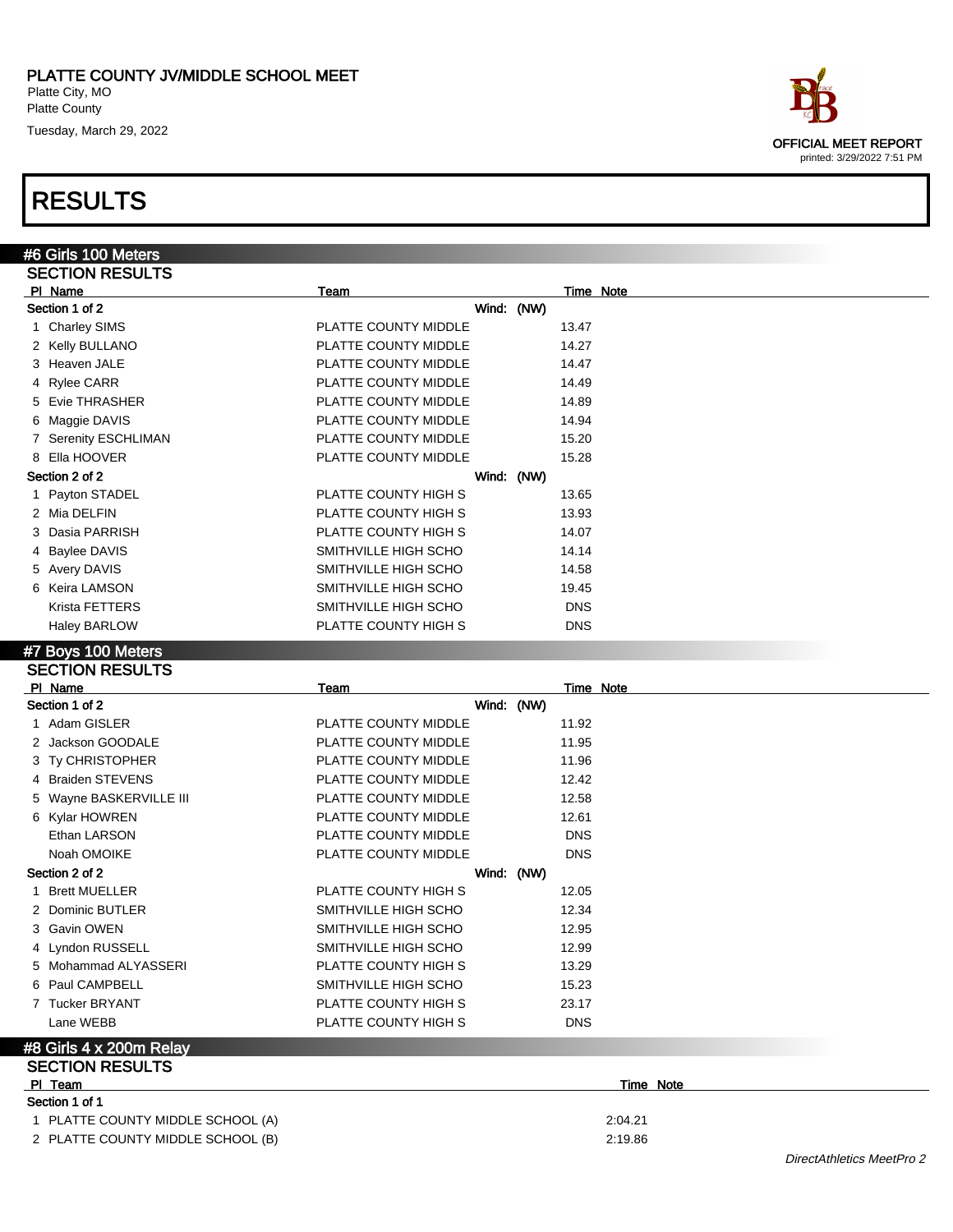PLATTE COUNTY JV/MIDDLE SCHOOL MEET
Platte City, MO
Platte County
Tuesday, March 29, 2022

OFFICIAL MEET REPORT
printed: 3/29/2022 7:51 PM

# RESULTS

## #6 Girls 100 Meters

### SECTION RESULTS

| Pl | Name | Team | Time | Note |
|---|---|---|---|---|
| **Section 1 of 2** | | Wind: (NW) | | |
| 1 | Charley SIMS | PLATTE COUNTY MIDDLE | 13.47 | |
| 2 | Kelly BULLANO | PLATTE COUNTY MIDDLE | 14.27 | |
| 3 | Heaven JALE | PLATTE COUNTY MIDDLE | 14.47 | |
| 4 | Rylee CARR | PLATTE COUNTY MIDDLE | 14.49 | |
| 5 | Evie THRASHER | PLATTE COUNTY MIDDLE | 14.89 | |
| 6 | Maggie DAVIS | PLATTE COUNTY MIDDLE | 14.94 | |
| 7 | Serenity ESCHLIMAN | PLATTE COUNTY MIDDLE | 15.20 | |
| 8 | Ella HOOVER | PLATTE COUNTY MIDDLE | 15.28 | |
| **Section 2 of 2** | | Wind: (NW) | | |
| 1 | Payton STADEL | PLATTE COUNTY HIGH S | 13.65 | |
| 2 | Mia DELFIN | PLATTE COUNTY HIGH S | 13.93 | |
| 3 | Dasia PARRISH | PLATTE COUNTY HIGH S | 14.07 | |
| 4 | Baylee DAVIS | SMITHVILLE HIGH SCHO | 14.14 | |
| 5 | Avery DAVIS | SMITHVILLE HIGH SCHO | 14.58 | |
| 6 | Keira LAMSON | SMITHVILLE HIGH SCHO | 19.45 | |
| | Krista FETTERS | SMITHVILLE HIGH SCHO | DNS | |
| | Haley BARLOW | PLATTE COUNTY HIGH S | DNS | |

## #7 Boys 100 Meters

### SECTION RESULTS

| Pl | Name | Team | Time | Note |
|---|---|---|---|---|
| **Section 1 of 2** | | Wind: (NW) | | |
| 1 | Adam GISLER | PLATTE COUNTY MIDDLE | 11.92 | |
| 2 | Jackson GOODALE | PLATTE COUNTY MIDDLE | 11.95 | |
| 3 | Ty CHRISTOPHER | PLATTE COUNTY MIDDLE | 11.96 | |
| 4 | Braiden STEVENS | PLATTE COUNTY MIDDLE | 12.42 | |
| 5 | Wayne BASKERVILLE III | PLATTE COUNTY MIDDLE | 12.58 | |
| 6 | Kylar HOWREN | PLATTE COUNTY MIDDLE | 12.61 | |
| | Ethan LARSON | PLATTE COUNTY MIDDLE | DNS | |
| | Noah OMOIKE | PLATTE COUNTY MIDDLE | DNS | |
| **Section 2 of 2** | | Wind: (NW) | | |
| 1 | Brett MUELLER | PLATTE COUNTY HIGH S | 12.05 | |
| 2 | Dominic BUTLER | SMITHVILLE HIGH SCHO | 12.34 | |
| 3 | Gavin OWEN | SMITHVILLE HIGH SCHO | 12.95 | |
| 4 | Lyndon RUSSELL | SMITHVILLE HIGH SCHO | 12.99 | |
| 5 | Mohammad ALYASSERI | PLATTE COUNTY HIGH S | 13.29 | |
| 6 | Paul CAMPBELL | SMITHVILLE HIGH SCHO | 15.23 | |
| 7 | Tucker BRYANT | PLATTE COUNTY HIGH S | 23.17 | |
| | Lane WEBB | PLATTE COUNTY HIGH S | DNS | |

## #8 Girls 4 x 200m Relay

### SECTION RESULTS

| Pl | Team | Time | Note |
|---|---|---|---|
| **Section 1 of 1** | | | |
| 1 | PLATTE COUNTY MIDDLE SCHOOL (A) | 2:04.21 | |
| 2 | PLATTE COUNTY MIDDLE SCHOOL (B) | 2:19.86 | |

*DirectAthletics MeetPro 2*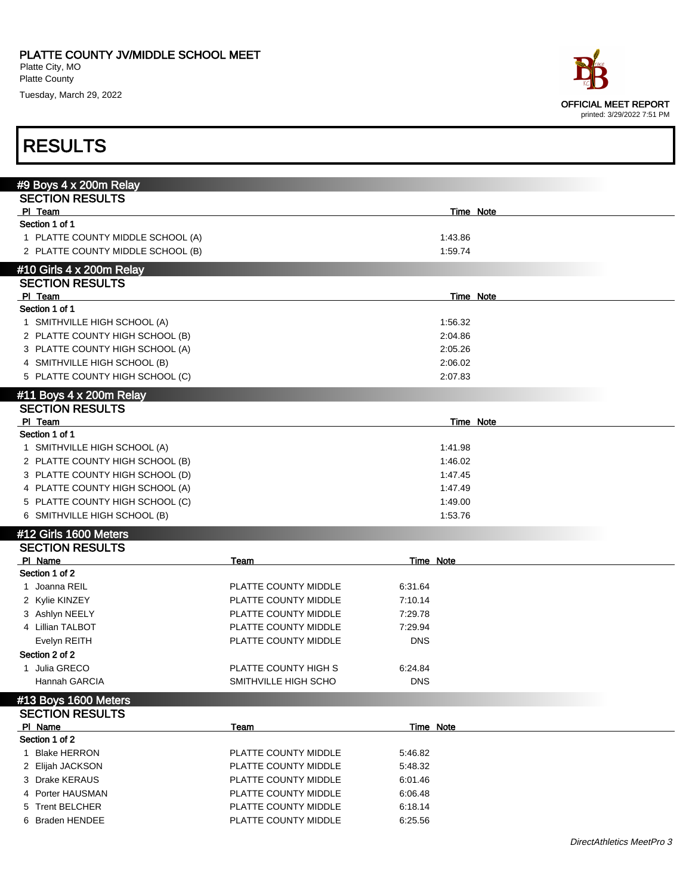PLATTE COUNTY JV/MIDDLE SCHOOL MEET
Platte City, MO
Platte County
Tuesday, March 29, 2022

OFFICIAL MEET REPORT
printed: 3/29/2022 7:51 PM

# RESULTS

## #9 Boys 4 x 200m Relay

### SECTION RESULTS

| Pl | Team | Time | Note |
|---|---|---|---|
| Section 1 of 1 | | | |
| 1 | PLATTE COUNTY MIDDLE SCHOOL (A) | 1:43.86 | |
| 2 | PLATTE COUNTY MIDDLE SCHOOL (B) | 1:59.74 | |

## #10 Girls 4 x 200m Relay

### SECTION RESULTS

| Pl | Team | Time | Note |
|---|---|---|---|
| Section 1 of 1 | | | |
| 1 | SMITHVILLE HIGH SCHOOL (A) | 1:56.32 | |
| 2 | PLATTE COUNTY HIGH SCHOOL (B) | 2:04.86 | |
| 3 | PLATTE COUNTY HIGH SCHOOL (A) | 2:05.26 | |
| 4 | SMITHVILLE HIGH SCHOOL (B) | 2:06.02 | |
| 5 | PLATTE COUNTY HIGH SCHOOL (C) | 2:07.83 | |

## #11 Boys 4 x 200m Relay

### SECTION RESULTS

| Pl | Team | Time | Note |
|---|---|---|---|
| Section 1 of 1 | | | |
| 1 | SMITHVILLE HIGH SCHOOL (A) | 1:41.98 | |
| 2 | PLATTE COUNTY HIGH SCHOOL (B) | 1:46.02 | |
| 3 | PLATTE COUNTY HIGH SCHOOL (D) | 1:47.45 | |
| 4 | PLATTE COUNTY HIGH SCHOOL (A) | 1:47.49 | |
| 5 | PLATTE COUNTY HIGH SCHOOL (C) | 1:49.00 | |
| 6 | SMITHVILLE HIGH SCHOOL (B) | 1:53.76 | |

## #12 Girls 1600 Meters

### SECTION RESULTS

| Pl | Name | Team | Time | Note |
|---|---|---|---|---|
| Section 1 of 2 | | | | |
| 1 | Joanna REIL | PLATTE COUNTY MIDDLE | 6:31.64 | |
| 2 | Kylie KINZEY | PLATTE COUNTY MIDDLE | 7:10.14 | |
| 3 | Ashlyn NEELY | PLATTE COUNTY MIDDLE | 7:29.78 | |
| 4 | Lillian TALBOT | PLATTE COUNTY MIDDLE | 7:29.94 | |
| | Evelyn REITH | PLATTE COUNTY MIDDLE | DNS | |
| Section 2 of 2 | | | | |
| 1 | Julia GRECO | PLATTE COUNTY HIGH S | 6:24.84 | |
| | Hannah GARCIA | SMITHVILLE HIGH SCHO | DNS | |

## #13 Boys 1600 Meters

### SECTION RESULTS

| Pl | Name | Team | Time | Note |
|---|---|---|---|---|
| Section 1 of 2 | | | | |
| 1 | Blake HERRON | PLATTE COUNTY MIDDLE | 5:46.82 | |
| 2 | Elijah JACKSON | PLATTE COUNTY MIDDLE | 5:48.32 | |
| 3 | Drake KERAUS | PLATTE COUNTY MIDDLE | 6:01.46 | |
| 4 | Porter HAUSMAN | PLATTE COUNTY MIDDLE | 6:06.48 | |
| 5 | Trent BELCHER | PLATTE COUNTY MIDDLE | 6:18.14 | |
| 6 | Braden HENDEE | PLATTE COUNTY MIDDLE | 6:25.56 | |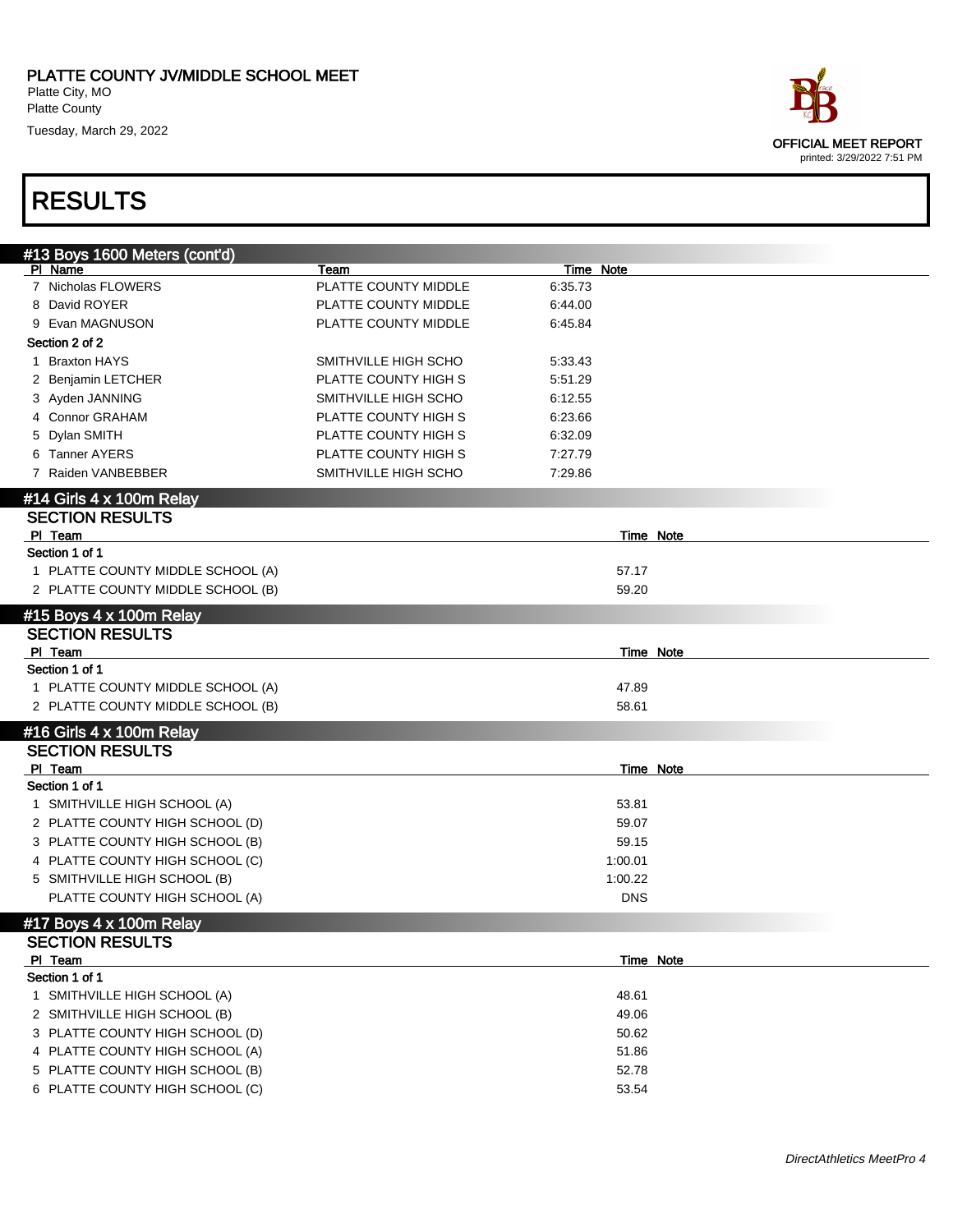# PLATTE COUNTY JV/MIDDLE SCHOOL MEET

Platte City, MO
Platte County
Tuesday, March 29, 2022

OFFICIAL MEET REPORT
printed: 3/29/2022 7:51 PM

## RESULTS

### #13 Boys 1600 Meters (cont'd)

| Pl | Name | Team | Time | Note |
|---|---|---|---|---|
| 7 | Nicholas FLOWERS | PLATTE COUNTY MIDDLE | 6:35.73 | |
| 8 | David ROYER | PLATTE COUNTY MIDDLE | 6:44.00 | |
| 9 | Evan MAGNUSON | PLATTE COUNTY MIDDLE | 6:45.84 | |

**Section 2 of 2**

| Pl | Name | Team | Time | Note |
|---|---|---|---|---|
| 1 | Braxton HAYS | SMITHVILLE HIGH SCHO | 5:33.43 | |
| 2 | Benjamin LETCHER | PLATTE COUNTY HIGH S | 5:51.29 | |
| 3 | Ayden JANNING | SMITHVILLE HIGH SCHO | 6:12.55 | |
| 4 | Connor GRAHAM | PLATTE COUNTY HIGH S | 6:23.66 | |
| 5 | Dylan SMITH | PLATTE COUNTY HIGH S | 6:32.09 | |
| 6 | Tanner AYERS | PLATTE COUNTY HIGH S | 7:27.79 | |
| 7 | Raiden VANBEBBER | SMITHVILLE HIGH SCHO | 7:29.86 | |

### #14 Girls 4 x 100m Relay

**SECTION RESULTS**

**Section 1 of 1**

| Pl | Team | Time | Note |
|---|---|---|---|
| 1 | PLATTE COUNTY MIDDLE SCHOOL (A) | 57.17 | |
| 2 | PLATTE COUNTY MIDDLE SCHOOL (B) | 59.20 | |

### #15 Boys 4 x 100m Relay

**SECTION RESULTS**

**Section 1 of 1**

| Pl | Team | Time | Note |
|---|---|---|---|
| 1 | PLATTE COUNTY MIDDLE SCHOOL (A) | 47.89 | |
| 2 | PLATTE COUNTY MIDDLE SCHOOL (B) | 58.61 | |

### #16 Girls 4 x 100m Relay

**SECTION RESULTS**

**Section 1 of 1**

| Pl | Team | Time | Note |
|---|---|---|---|
| 1 | SMITHVILLE HIGH SCHOOL (A) | 53.81 | |
| 2 | PLATTE COUNTY HIGH SCHOOL (D) | 59.07 | |
| 3 | PLATTE COUNTY HIGH SCHOOL (B) | 59.15 | |
| 4 | PLATTE COUNTY HIGH SCHOOL (C) | 1:00.01 | |
| 5 | SMITHVILLE HIGH SCHOOL (B) | 1:00.22 | |
| | PLATTE COUNTY HIGH SCHOOL (A) | DNS | |

### #17 Boys 4 x 100m Relay

**SECTION RESULTS**

**Section 1 of 1**

| Pl | Team | Time | Note |
|---|---|---|---|
| 1 | SMITHVILLE HIGH SCHOOL (A) | 48.61 | |
| 2 | SMITHVILLE HIGH SCHOOL (B) | 49.06 | |
| 3 | PLATTE COUNTY HIGH SCHOOL (D) | 50.62 | |
| 4 | PLATTE COUNTY HIGH SCHOOL (A) | 51.86 | |
| 5 | PLATTE COUNTY HIGH SCHOOL (B) | 52.78 | |
| 6 | PLATTE COUNTY HIGH SCHOOL (C) | 53.54 | |

*DirectAthletics MeetPro 4*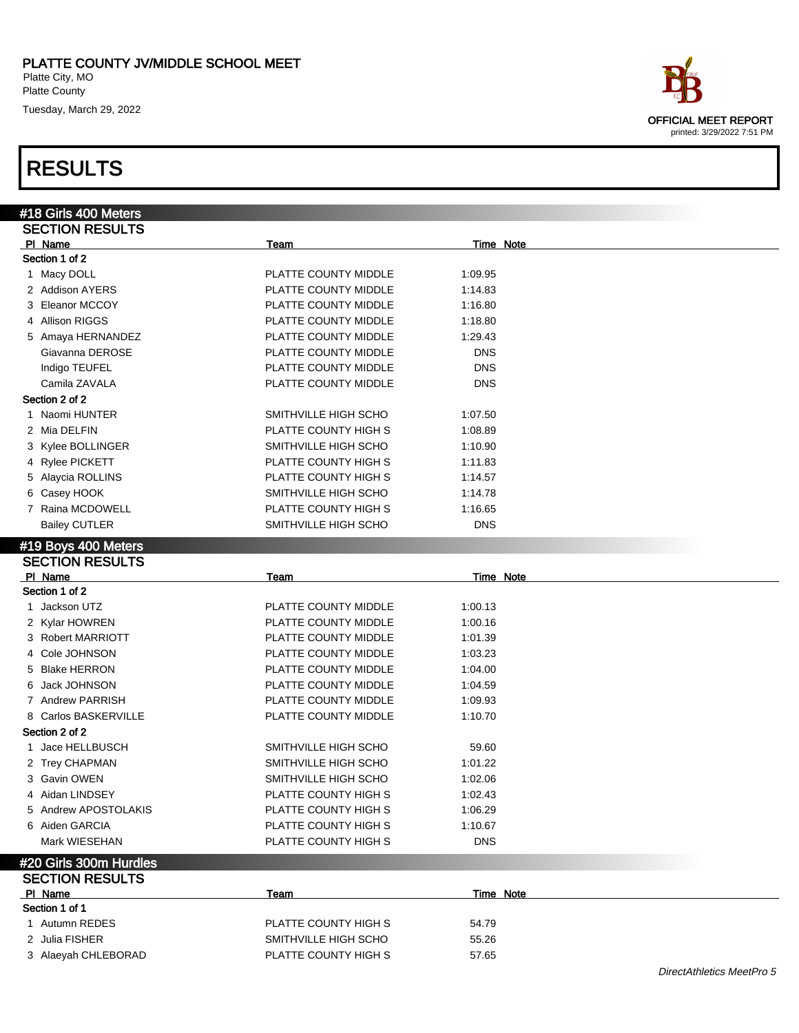PLATTE COUNTY JV/MIDDLE SCHOOL MEET
Platte City, MO
Platte County
Tuesday, March 29, 2022

OFFICIAL MEET REPORT
printed: 3/29/2022 7:51 PM

# RESULTS

## #18 Girls 400 Meters

### SECTION RESULTS

| Pl | Name | Team | Time | Note |
|---|---|---|---|---|
| **Section 1 of 2** | | | | |
| 1 | Macy DOLL | PLATTE COUNTY MIDDLE | 1:09.95 | |
| 2 | Addison AYERS | PLATTE COUNTY MIDDLE | 1:14.83 | |
| 3 | Eleanor MCCOY | PLATTE COUNTY MIDDLE | 1:16.80 | |
| 4 | Allison RIGGS | PLATTE COUNTY MIDDLE | 1:18.80 | |
| 5 | Amaya HERNANDEZ | PLATTE COUNTY MIDDLE | 1:29.43 | |
| | Giavanna DEROSE | PLATTE COUNTY MIDDLE | DNS | |
| | Indigo TEUFEL | PLATTE COUNTY MIDDLE | DNS | |
| | Camila ZAVALA | PLATTE COUNTY MIDDLE | DNS | |
| **Section 2 of 2** | | | | |
| 1 | Naomi HUNTER | SMITHVILLE HIGH SCHO | 1:07.50 | |
| 2 | Mia DELFIN | PLATTE COUNTY HIGH S | 1:08.89 | |
| 3 | Kylee BOLLINGER | SMITHVILLE HIGH SCHO | 1:10.90 | |
| 4 | Rylee PICKETT | PLATTE COUNTY HIGH S | 1:11.83 | |
| 5 | Alaycia ROLLINS | PLATTE COUNTY HIGH S | 1:14.57 | |
| 6 | Casey HOOK | SMITHVILLE HIGH SCHO | 1:14.78 | |
| 7 | Raina MCDOWELL | PLATTE COUNTY HIGH S | 1:16.65 | |
| | Bailey CUTLER | SMITHVILLE HIGH SCHO | DNS | |

## #19 Boys 400 Meters

### SECTION RESULTS

| Pl | Name | Team | Time | Note |
|---|---|---|---|---|
| **Section 1 of 2** | | | | |
| 1 | Jackson UTZ | PLATTE COUNTY MIDDLE | 1:00.13 | |
| 2 | Kylar HOWREN | PLATTE COUNTY MIDDLE | 1:00.16 | |
| 3 | Robert MARRIOTT | PLATTE COUNTY MIDDLE | 1:01.39 | |
| 4 | Cole JOHNSON | PLATTE COUNTY MIDDLE | 1:03.23 | |
| 5 | Blake HERRON | PLATTE COUNTY MIDDLE | 1:04.00 | |
| 6 | Jack JOHNSON | PLATTE COUNTY MIDDLE | 1:04.59 | |
| 7 | Andrew PARRISH | PLATTE COUNTY MIDDLE | 1:09.93 | |
| 8 | Carlos BASKERVILLE | PLATTE COUNTY MIDDLE | 1:10.70 | |
| **Section 2 of 2** | | | | |
| 1 | Jace HELLBUSCH | SMITHVILLE HIGH SCHO | 59.60 | |
| 2 | Trey CHAPMAN | SMITHVILLE HIGH SCHO | 1:01.22 | |
| 3 | Gavin OWEN | SMITHVILLE HIGH SCHO | 1:02.06 | |
| 4 | Aidan LINDSEY | PLATTE COUNTY HIGH S | 1:02.43 | |
| 5 | Andrew APOSTOLAKIS | PLATTE COUNTY HIGH S | 1:06.29 | |
| 6 | Aiden GARCIA | PLATTE COUNTY HIGH S | 1:10.67 | |
| | Mark WIESEHAN | PLATTE COUNTY HIGH S | DNS | |

## #20 Girls 300m Hurdles

### SECTION RESULTS

| Pl | Name | Team | Time | Note |
|---|---|---|---|---|
| **Section 1 of 1** | | | | |
| 1 | Autumn REDES | PLATTE COUNTY HIGH S | 54.79 | |
| 2 | Julia FISHER | SMITHVILLE HIGH SCHO | 55.26 | |
| 3 | Alaeyah CHLEBORAD | PLATTE COUNTY HIGH S | 57.65 | |

*DirectAthletics MeetPro 5*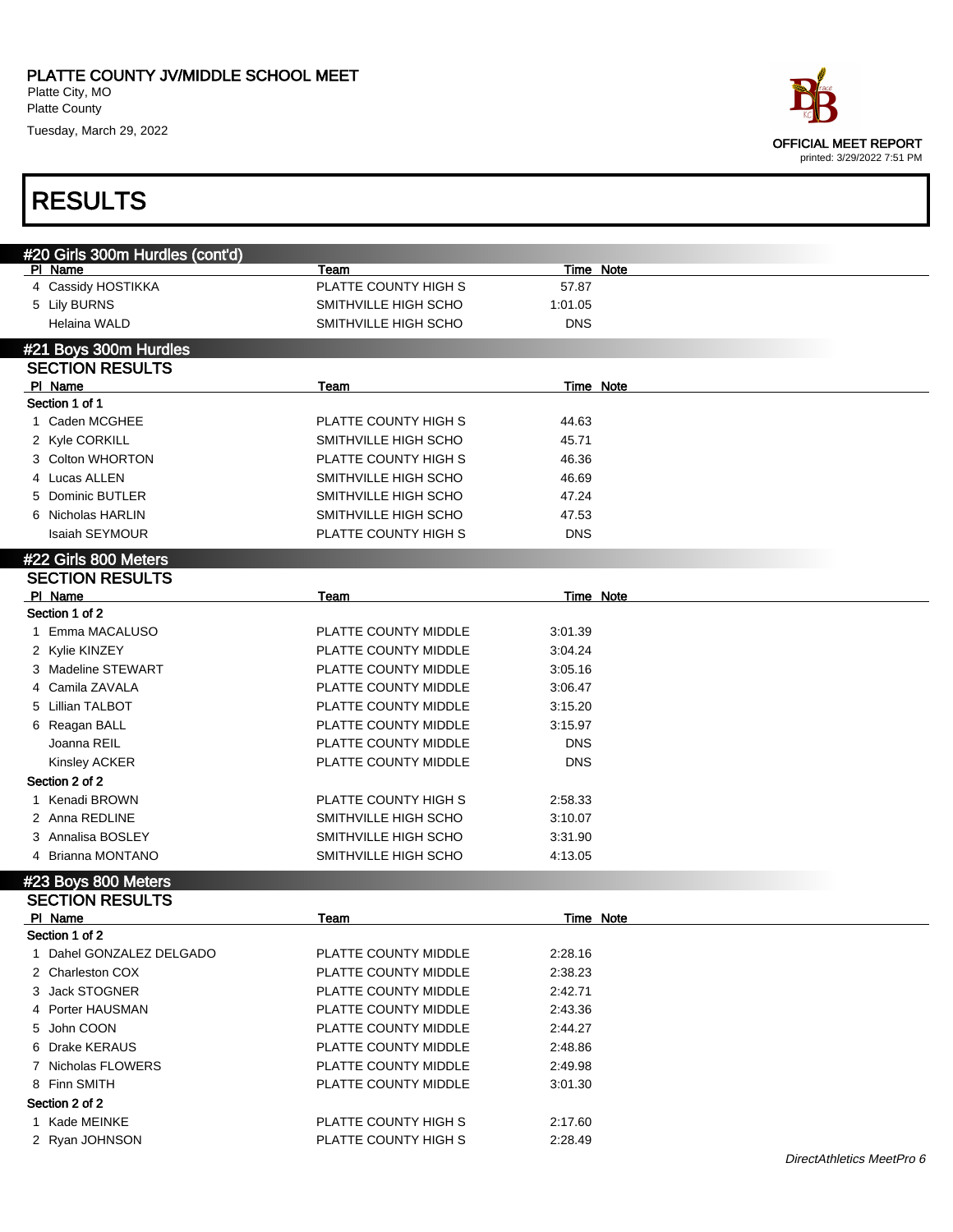## #20 Girls 300m Hurdles (cont'd)

| Pl | Name | Team | Time | Note |
|---|---|---|---|---|
| 4 | Cassidy HOSTIKKA | PLATTE COUNTY HIGH S | 57.87 | |
| 5 | Lily BURNS | SMITHVILLE HIGH SCHO | 1:01.05 | |
| | Helaina WALD | SMITHVILLE HIGH SCHO | DNS | |

## #21 Boys 300m Hurdles

### SECTION RESULTS

| Pl | Name | Team | Time | Note |
|---|---|---|---|---|
| **Section 1 of 1** | | | | |
| 1 | Caden MCGHEE | PLATTE COUNTY HIGH S | 44.63 | |
| 2 | Kyle CORKILL | SMITHVILLE HIGH SCHO | 45.71 | |
| 3 | Colton WHORTON | PLATTE COUNTY HIGH S | 46.36 | |
| 4 | Lucas ALLEN | SMITHVILLE HIGH SCHO | 46.69 | |
| 5 | Dominic BUTLER | SMITHVILLE HIGH SCHO | 47.24 | |
| 6 | Nicholas HARLIN | SMITHVILLE HIGH SCHO | 47.53 | |
| | Isaiah SEYMOUR | PLATTE COUNTY HIGH S | DNS | |

## #22 Girls 800 Meters

### SECTION RESULTS

| Pl | Name | Team | Time | Note |
|---|---|---|---|---|
| **Section 1 of 2** | | | | |
| 1 | Emma MACALUSO | PLATTE COUNTY MIDDLE | 3:01.39 | |
| 2 | Kylie KINZEY | PLATTE COUNTY MIDDLE | 3:04.24 | |
| 3 | Madeline STEWART | PLATTE COUNTY MIDDLE | 3:05.16 | |
| 4 | Camila ZAVALA | PLATTE COUNTY MIDDLE | 3:06.47 | |
| 5 | Lillian TALBOT | PLATTE COUNTY MIDDLE | 3:15.20 | |
| 6 | Reagan BALL | PLATTE COUNTY MIDDLE | 3:15.97 | |
| | Joanna REIL | PLATTE COUNTY MIDDLE | DNS | |
| | Kinsley ACKER | PLATTE COUNTY MIDDLE | DNS | |
| **Section 2 of 2** | | | | |
| 1 | Kenadi BROWN | PLATTE COUNTY HIGH S | 2:58.33 | |
| 2 | Anna REDLINE | SMITHVILLE HIGH SCHO | 3:10.07 | |
| 3 | Annalisa BOSLEY | SMITHVILLE HIGH SCHO | 3:31.90 | |
| 4 | Brianna MONTANO | SMITHVILLE HIGH SCHO | 4:13.05 | |

## #23 Boys 800 Meters

### SECTION RESULTS

| Pl | Name | Team | Time | Note |
|---|---|---|---|---|
| **Section 1 of 2** | | | | |
| 1 | Dahel GONZALEZ DELGADO | PLATTE COUNTY MIDDLE | 2:28.16 | |
| 2 | Charleston COX | PLATTE COUNTY MIDDLE | 2:38.23 | |
| 3 | Jack STOGNER | PLATTE COUNTY MIDDLE | 2:42.71 | |
| 4 | Porter HAUSMAN | PLATTE COUNTY MIDDLE | 2:43.36 | |
| 5 | John COON | PLATTE COUNTY MIDDLE | 2:44.27 | |
| 6 | Drake KERAUS | PLATTE COUNTY MIDDLE | 2:48.86 | |
| 7 | Nicholas FLOWERS | PLATTE COUNTY MIDDLE | 2:49.98 | |
| 8 | Finn SMITH | PLATTE COUNTY MIDDLE | 3:01.30 | |
| **Section 2 of 2** | | | | |
| 1 | Kade MEINKE | PLATTE COUNTY HIGH S | 2:17.60 | |
| 2 | Ryan JOHNSON | PLATTE COUNTY HIGH S | 2:28.49 | |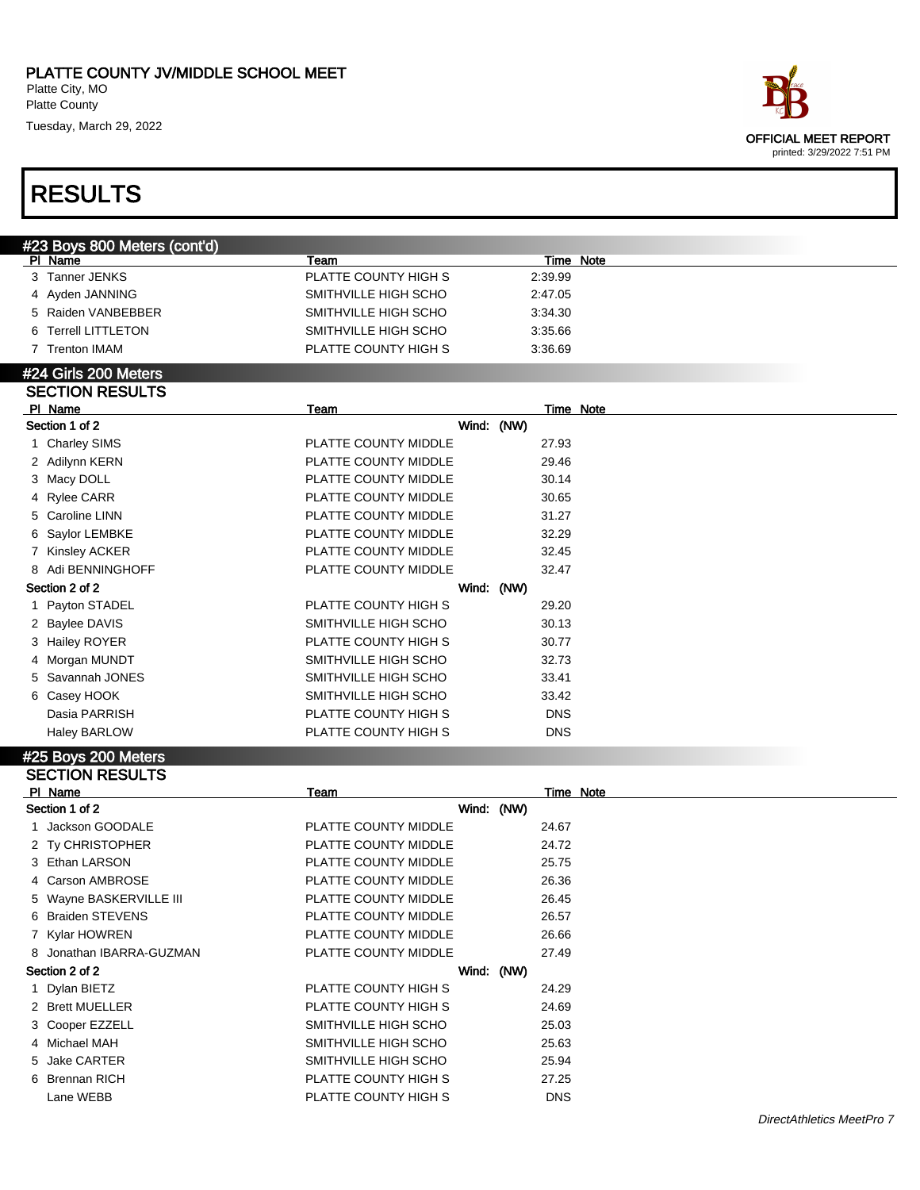PLATTE COUNTY JV/MIDDLE SCHOOL MEET
Platte City, MO
Platte County
Tuesday, March 29, 2022

OFFICIAL MEET REPORT
printed: 3/29/2022 7:51 PM

# RESULTS

## #23 Boys 800 Meters (cont'd)

| Pl | Name | Team | Time | Note |
|---|---|---|---|---|
| 3 | Tanner JENKS | PLATTE COUNTY HIGH S | 2:39.99 | |
| 4 | Ayden JANNING | SMITHVILLE HIGH SCHO | 2:47.05 | |
| 5 | Raiden VANBEBBER | SMITHVILLE HIGH SCHO | 3:34.30 | |
| 6 | Terrell LITTLETON | SMITHVILLE HIGH SCHO | 3:35.66 | |
| 7 | Trenton IMAM | PLATTE COUNTY HIGH S | 3:36.69 | |

## #24 Girls 200 Meters

### SECTION RESULTS

| Pl | Name | Team | Time | Note |
|---|---|---|---|---|
| **Section 1 of 2** | | Wind: (NW) | | |
| 1 | Charley SIMS | PLATTE COUNTY MIDDLE | 27.93 | |
| 2 | Adilynn KERN | PLATTE COUNTY MIDDLE | 29.46 | |
| 3 | Macy DOLL | PLATTE COUNTY MIDDLE | 30.14 | |
| 4 | Rylee CARR | PLATTE COUNTY MIDDLE | 30.65 | |
| 5 | Caroline LINN | PLATTE COUNTY MIDDLE | 31.27 | |
| 6 | Saylor LEMBKE | PLATTE COUNTY MIDDLE | 32.29 | |
| 7 | Kinsley ACKER | PLATTE COUNTY MIDDLE | 32.45 | |
| 8 | Adi BENNINGHOFF | PLATTE COUNTY MIDDLE | 32.47 | |
| **Section 2 of 2** | | Wind: (NW) | | |
| 1 | Payton STADEL | PLATTE COUNTY HIGH S | 29.20 | |
| 2 | Baylee DAVIS | SMITHVILLE HIGH SCHO | 30.13 | |
| 3 | Hailey ROYER | PLATTE COUNTY HIGH S | 30.77 | |
| 4 | Morgan MUNDT | SMITHVILLE HIGH SCHO | 32.73 | |
| 5 | Savannah JONES | SMITHVILLE HIGH SCHO | 33.41 | |
| 6 | Casey HOOK | SMITHVILLE HIGH SCHO | 33.42 | |
| | Dasia PARRISH | PLATTE COUNTY HIGH S | DNS | |
| | Haley BARLOW | PLATTE COUNTY HIGH S | DNS | |

## #25 Boys 200 Meters

### SECTION RESULTS

| Pl | Name | Team | Time | Note |
|---|---|---|---|---|
| **Section 1 of 2** | | Wind: (NW) | | |
| 1 | Jackson GOODALE | PLATTE COUNTY MIDDLE | 24.67 | |
| 2 | Ty CHRISTOPHER | PLATTE COUNTY MIDDLE | 24.72 | |
| 3 | Ethan LARSON | PLATTE COUNTY MIDDLE | 25.75 | |
| 4 | Carson AMBROSE | PLATTE COUNTY MIDDLE | 26.36 | |
| 5 | Wayne BASKERVILLE III | PLATTE COUNTY MIDDLE | 26.45 | |
| 6 | Braiden STEVENS | PLATTE COUNTY MIDDLE | 26.57 | |
| 7 | Kylar HOWREN | PLATTE COUNTY MIDDLE | 26.66 | |
| 8 | Jonathan IBARRA-GUZMAN | PLATTE COUNTY MIDDLE | 27.49 | |
| **Section 2 of 2** | | Wind: (NW) | | |
| 1 | Dylan BIETZ | PLATTE COUNTY HIGH S | 24.29 | |
| 2 | Brett MUELLER | PLATTE COUNTY HIGH S | 24.69 | |
| 3 | Cooper EZZELL | SMITHVILLE HIGH SCHO | 25.03 | |
| 4 | Michael MAH | SMITHVILLE HIGH SCHO | 25.63 | |
| 5 | Jake CARTER | SMITHVILLE HIGH SCHO | 25.94 | |
| 6 | Brennan RICH | PLATTE COUNTY HIGH S | 27.25 | |
| | Lane WEBB | PLATTE COUNTY HIGH S | DNS | |

*DirectAthletics MeetPro 7*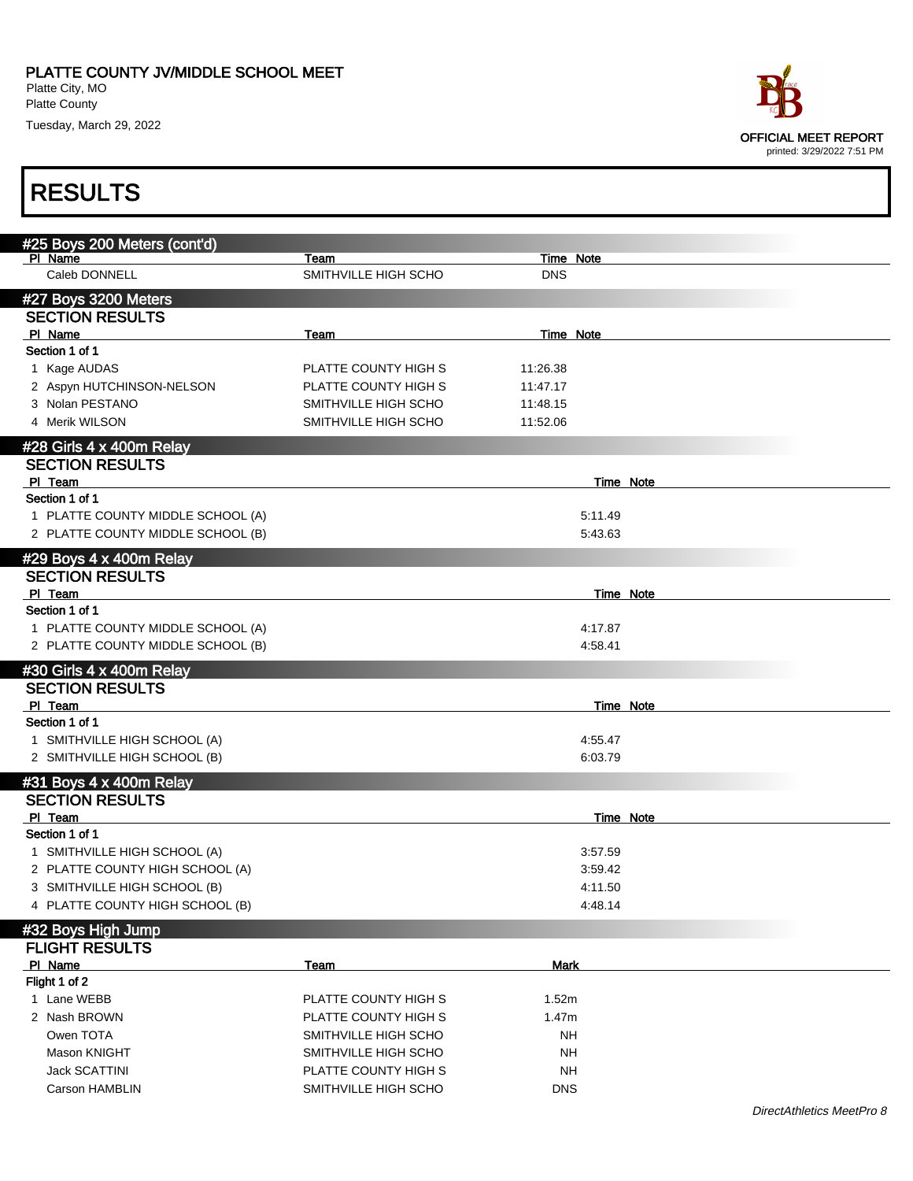# PLATTE COUNTY JV/MIDDLE SCHOOL MEET

Platte City, MO
Platte County
Tuesday, March 29, 2022

OFFICIAL MEET REPORT
printed: 3/29/2022 7:51 PM

# RESULTS

## #25 Boys 200 Meters (cont'd)

| Pl | Name | Team | Time | Note |
|---|---|---|---|---|
| | Caleb DONNELL | SMITHVILLE HIGH SCHO | DNS | |

## #27 Boys 3200 Meters

### SECTION RESULTS

| Pl | Name | Team | Time | Note |
|---|---|---|---|---|
| **Section 1 of 1** | | | | |
| 1 | Kage AUDAS | PLATTE COUNTY HIGH S | 11:26.38 | |
| 2 | Aspyn HUTCHINSON-NELSON | PLATTE COUNTY HIGH S | 11:47.17 | |
| 3 | Nolan PESTANO | SMITHVILLE HIGH SCHO | 11:48.15 | |
| 4 | Merik WILSON | SMITHVILLE HIGH SCHO | 11:52.06 | |

## #28 Girls 4 x 400m Relay

### SECTION RESULTS

| Pl | Team | Time | Note |
|---|---|---|---|
| **Section 1 of 1** | | | |
| 1 | PLATTE COUNTY MIDDLE SCHOOL (A) | 5:11.49 | |
| 2 | PLATTE COUNTY MIDDLE SCHOOL (B) | 5:43.63 | |

## #29 Boys 4 x 400m Relay

### SECTION RESULTS

| Pl | Team | Time | Note |
|---|---|---|---|
| **Section 1 of 1** | | | |
| 1 | PLATTE COUNTY MIDDLE SCHOOL (A) | 4:17.87 | |
| 2 | PLATTE COUNTY MIDDLE SCHOOL (B) | 4:58.41 | |

## #30 Girls 4 x 400m Relay

### SECTION RESULTS

| Pl | Team | Time | Note |
|---|---|---|---|
| **Section 1 of 1** | | | |
| 1 | SMITHVILLE HIGH SCHOOL (A) | 4:55.47 | |
| 2 | SMITHVILLE HIGH SCHOOL (B) | 6:03.79 | |

## #31 Boys 4 x 400m Relay

### SECTION RESULTS

| Pl | Team | Time | Note |
|---|---|---|---|
| **Section 1 of 1** | | | |
| 1 | SMITHVILLE HIGH SCHOOL (A) | 3:57.59 | |
| 2 | PLATTE COUNTY HIGH SCHOOL (A) | 3:59.42 | |
| 3 | SMITHVILLE HIGH SCHOOL (B) | 4:11.50 | |
| 4 | PLATTE COUNTY HIGH SCHOOL (B) | 4:48.14 | |

## #32 Boys High Jump

### FLIGHT RESULTS

| Pl | Name | Team | Mark |
|---|---|---|---|
| **Flight 1 of 2** | | | |
| 1 | Lane WEBB | PLATTE COUNTY HIGH S | 1.52m |
| 2 | Nash BROWN | PLATTE COUNTY HIGH S | 1.47m |
| | Owen TOTA | SMITHVILLE HIGH SCHO | NH |
| | Mason KNIGHT | SMITHVILLE HIGH SCHO | NH |
| | Jack SCATTINI | PLATTE COUNTY HIGH S | NH |
| | Carson HAMBLIN | SMITHVILLE HIGH SCHO | DNS |

*DirectAthletics MeetPro 8*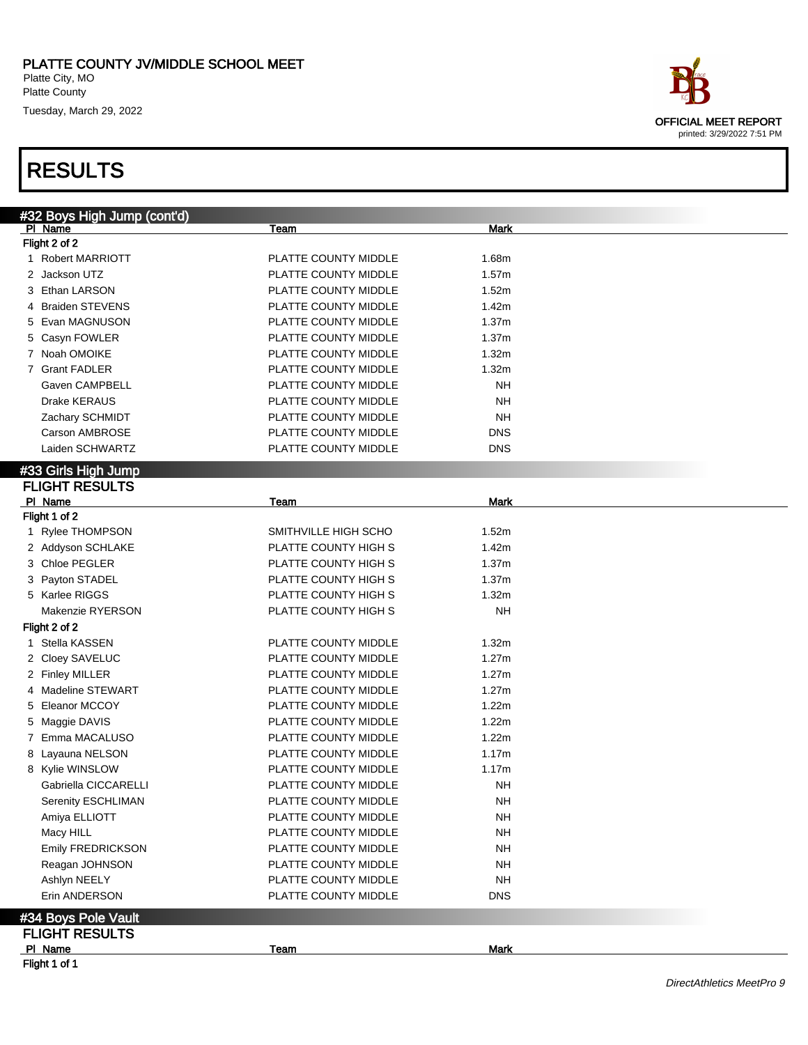## RESULTS

### #32 Boys High Jump (cont'd)

| Pl | Name | Team | Mark |
|---|---|---|---|
| **Flight 2 of 2** | | | |
| 1 | Robert MARRIOTT | PLATTE COUNTY MIDDLE | 1.68m |
| 2 | Jackson UTZ | PLATTE COUNTY MIDDLE | 1.57m |
| 3 | Ethan LARSON | PLATTE COUNTY MIDDLE | 1.52m |
| 4 | Braiden STEVENS | PLATTE COUNTY MIDDLE | 1.42m |
| 5 | Evan MAGNUSON | PLATTE COUNTY MIDDLE | 1.37m |
| 5 | Casyn FOWLER | PLATTE COUNTY MIDDLE | 1.37m |
| 7 | Noah OMOIKE | PLATTE COUNTY MIDDLE | 1.32m |
| 7 | Grant FADLER | PLATTE COUNTY MIDDLE | 1.32m |
| | Gaven CAMPBELL | PLATTE COUNTY MIDDLE | NH |
| | Drake KERAUS | PLATTE COUNTY MIDDLE | NH |
| | Zachary SCHMIDT | PLATTE COUNTY MIDDLE | NH |
| | Carson AMBROSE | PLATTE COUNTY MIDDLE | DNS |
| | Laiden SCHWARTZ | PLATTE COUNTY MIDDLE | DNS |

### #33 Girls High Jump

#### FLIGHT RESULTS

| Pl | Name | Team | Mark |
|---|---|---|---|
| **Flight 1 of 2** | | | |
| 1 | Rylee THOMPSON | SMITHVILLE HIGH SCHO | 1.52m |
| 2 | Addyson SCHLAKE | PLATTE COUNTY HIGH S | 1.42m |
| 3 | Chloe PEGLER | PLATTE COUNTY HIGH S | 1.37m |
| 3 | Payton STADEL | PLATTE COUNTY HIGH S | 1.37m |
| 5 | Karlee RIGGS | PLATTE COUNTY HIGH S | 1.32m |
| | Makenzie RYERSON | PLATTE COUNTY HIGH S | NH |
| **Flight 2 of 2** | | | |
| 1 | Stella KASSEN | PLATTE COUNTY MIDDLE | 1.32m |
| 2 | Cloey SAVELUC | PLATTE COUNTY MIDDLE | 1.27m |
| 2 | Finley MILLER | PLATTE COUNTY MIDDLE | 1.27m |
| 4 | Madeline STEWART | PLATTE COUNTY MIDDLE | 1.27m |
| 5 | Eleanor MCCOY | PLATTE COUNTY MIDDLE | 1.22m |
| 5 | Maggie DAVIS | PLATTE COUNTY MIDDLE | 1.22m |
| 7 | Emma MACALUSO | PLATTE COUNTY MIDDLE | 1.22m |
| 8 | Layauna NELSON | PLATTE COUNTY MIDDLE | 1.17m |
| 8 | Kylie WINSLOW | PLATTE COUNTY MIDDLE | 1.17m |
| | Gabriella CICCARELLI | PLATTE COUNTY MIDDLE | NH |
| | Serenity ESCHLIMAN | PLATTE COUNTY MIDDLE | NH |
| | Amiya ELLIOTT | PLATTE COUNTY MIDDLE | NH |
| | Macy HILL | PLATTE COUNTY MIDDLE | NH |
| | Emily FREDRICKSON | PLATTE COUNTY MIDDLE | NH |
| | Reagan JOHNSON | PLATTE COUNTY MIDDLE | NH |
| | Ashlyn NEELY | PLATTE COUNTY MIDDLE | NH |
| | Erin ANDERSON | PLATTE COUNTY MIDDLE | DNS |

### #34 Boys Pole Vault

#### FLIGHT RESULTS

| Pl | Name | Team | Mark |
|---|---|---|---|
| **Flight 1 of 1** | | | |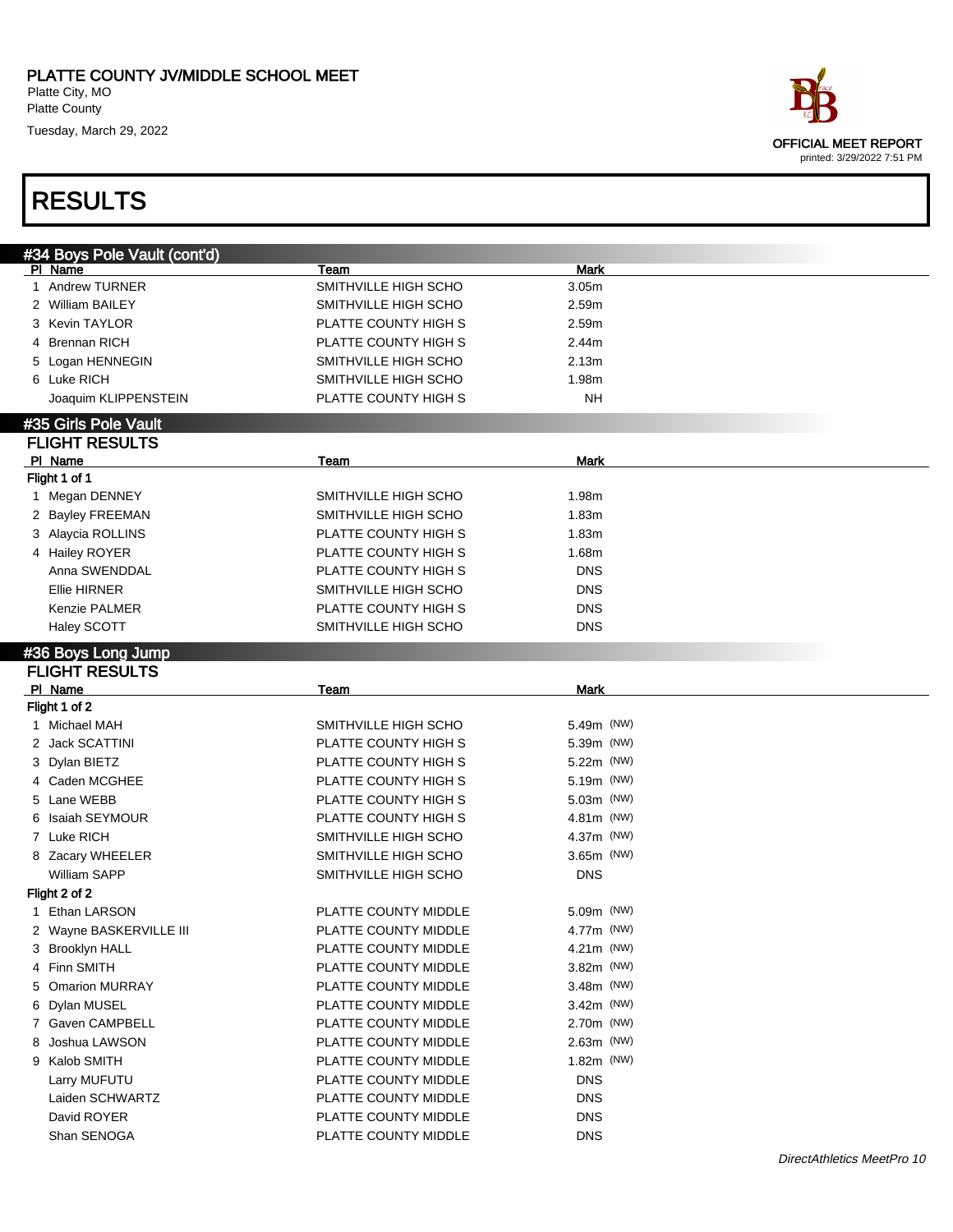PLATTE COUNTY JV/MIDDLE SCHOOL MEET
Platte City, MO
Platte County
Tuesday, March 29, 2022

OFFICIAL MEET REPORT
printed: 3/29/2022 7:51 PM

# RESULTS

## #34 Boys Pole Vault (cont'd)

| Pl | Name | Team | Mark |
|---|---|---|---|
| 1 | Andrew TURNER | SMITHVILLE HIGH SCHO | 3.05m |
| 2 | William BAILEY | SMITHVILLE HIGH SCHO | 2.59m |
| 3 | Kevin TAYLOR | PLATTE COUNTY HIGH S | 2.59m |
| 4 | Brennan RICH | PLATTE COUNTY HIGH S | 2.44m |
| 5 | Logan HENNEGIN | SMITHVILLE HIGH SCHO | 2.13m |
| 6 | Luke RICH | SMITHVILLE HIGH SCHO | 1.98m |
| | Joaquim KLIPPENSTEIN | PLATTE COUNTY HIGH S | NH |

## #35 Girls Pole Vault

### FLIGHT RESULTS

**Flight 1 of 1**

| Pl | Name | Team | Mark |
|---|---|---|---|
| 1 | Megan DENNEY | SMITHVILLE HIGH SCHO | 1.98m |
| 2 | Bayley FREEMAN | SMITHVILLE HIGH SCHO | 1.83m |
| 3 | Alaycia ROLLINS | PLATTE COUNTY HIGH S | 1.83m |
| 4 | Hailey ROYER | PLATTE COUNTY HIGH S | 1.68m |
| | Anna SWENDDAL | PLATTE COUNTY HIGH S | DNS |
| | Ellie HIRNER | SMITHVILLE HIGH SCHO | DNS |
| | Kenzie PALMER | PLATTE COUNTY HIGH S | DNS |
| | Haley SCOTT | SMITHVILLE HIGH SCHO | DNS |

## #36 Boys Long Jump

### FLIGHT RESULTS

**Flight 1 of 2**

| Pl | Name | Team | Mark |
|---|---|---|---|
| 1 | Michael MAH | SMITHVILLE HIGH SCHO | 5.49m (NW) |
| 2 | Jack SCATTINI | PLATTE COUNTY HIGH S | 5.39m (NW) |
| 3 | Dylan BIETZ | PLATTE COUNTY HIGH S | 5.22m (NW) |
| 4 | Caden MCGHEE | PLATTE COUNTY HIGH S | 5.19m (NW) |
| 5 | Lane WEBB | PLATTE COUNTY HIGH S | 5.03m (NW) |
| 6 | Isaiah SEYMOUR | PLATTE COUNTY HIGH S | 4.81m (NW) |
| 7 | Luke RICH | SMITHVILLE HIGH SCHO | 4.37m (NW) |
| 8 | Zacary WHEELER | SMITHVILLE HIGH SCHO | 3.65m (NW) |
| | William SAPP | SMITHVILLE HIGH SCHO | DNS |

**Flight 2 of 2**

| Pl | Name | Team | Mark |
|---|---|---|---|
| 1 | Ethan LARSON | PLATTE COUNTY MIDDLE | 5.09m (NW) |
| 2 | Wayne BASKERVILLE III | PLATTE COUNTY MIDDLE | 4.77m (NW) |
| 3 | Brooklyn HALL | PLATTE COUNTY MIDDLE | 4.21m (NW) |
| 4 | Finn SMITH | PLATTE COUNTY MIDDLE | 3.82m (NW) |
| 5 | Omarion MURRAY | PLATTE COUNTY MIDDLE | 3.48m (NW) |
| 6 | Dylan MUSEL | PLATTE COUNTY MIDDLE | 3.42m (NW) |
| 7 | Gaven CAMPBELL | PLATTE COUNTY MIDDLE | 2.70m (NW) |
| 8 | Joshua LAWSON | PLATTE COUNTY MIDDLE | 2.63m (NW) |
| 9 | Kalob SMITH | PLATTE COUNTY MIDDLE | 1.82m (NW) |
| | Larry MUFUTU | PLATTE COUNTY MIDDLE | DNS |
| | Laiden SCHWARTZ | PLATTE COUNTY MIDDLE | DNS |
| | David ROYER | PLATTE COUNTY MIDDLE | DNS |
| | Shan SENOGA | PLATTE COUNTY MIDDLE | DNS |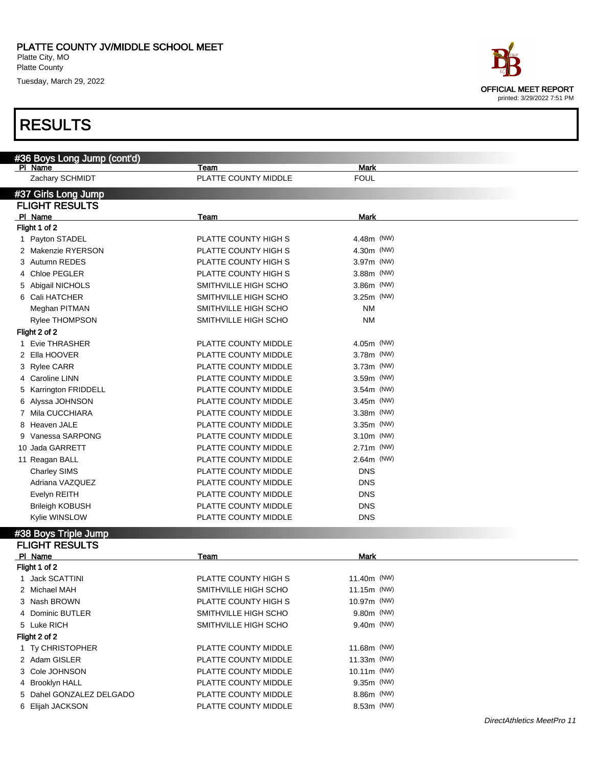# RESULTS

## #36 Boys Long Jump (cont'd)

| Pl | Name | Team | Mark |
|---|---|---|---|
| | Zachary SCHMIDT | PLATTE COUNTY MIDDLE | FOUL |

## #37 Girls Long Jump

### FLIGHT RESULTS

| Pl | Name | Team | Mark |
|---|---|---|---|
| **Flight 1 of 2** | | | |
| 1 | Payton STADEL | PLATTE COUNTY HIGH S | 4.48m (NW) |
| 2 | Makenzie RYERSON | PLATTE COUNTY HIGH S | 4.30m (NW) |
| 3 | Autumn REDES | PLATTE COUNTY HIGH S | 3.97m (NW) |
| 4 | Chloe PEGLER | PLATTE COUNTY HIGH S | 3.88m (NW) |
| 5 | Abigail NICHOLS | SMITHVILLE HIGH SCHO | 3.86m (NW) |
| 6 | Cali HATCHER | SMITHVILLE HIGH SCHO | 3.25m (NW) |
| | Meghan PITMAN | SMITHVILLE HIGH SCHO | NM |
| | Rylee THOMPSON | SMITHVILLE HIGH SCHO | NM |
| **Flight 2 of 2** | | | |
| 1 | Evie THRASHER | PLATTE COUNTY MIDDLE | 4.05m (NW) |
| 2 | Ella HOOVER | PLATTE COUNTY MIDDLE | 3.78m (NW) |
| 3 | Rylee CARR | PLATTE COUNTY MIDDLE | 3.73m (NW) |
| 4 | Caroline LINN | PLATTE COUNTY MIDDLE | 3.59m (NW) |
| 5 | Karrington FRIDDELL | PLATTE COUNTY MIDDLE | 3.54m (NW) |
| 6 | Alyssa JOHNSON | PLATTE COUNTY MIDDLE | 3.45m (NW) |
| 7 | Mila CUCCHIARA | PLATTE COUNTY MIDDLE | 3.38m (NW) |
| 8 | Heaven JALE | PLATTE COUNTY MIDDLE | 3.35m (NW) |
| 9 | Vanessa SARPONG | PLATTE COUNTY MIDDLE | 3.10m (NW) |
| 10 | Jada GARRETT | PLATTE COUNTY MIDDLE | 2.71m (NW) |
| 11 | Reagan BALL | PLATTE COUNTY MIDDLE | 2.64m (NW) |
| | Charley SIMS | PLATTE COUNTY MIDDLE | DNS |
| | Adriana VAZQUEZ | PLATTE COUNTY MIDDLE | DNS |
| | Evelyn REITH | PLATTE COUNTY MIDDLE | DNS |
| | Brileigh KOBUSH | PLATTE COUNTY MIDDLE | DNS |
| | Kylie WINSLOW | PLATTE COUNTY MIDDLE | DNS |

## #38 Boys Triple Jump

### FLIGHT RESULTS

| Pl | Name | Team | Mark |
|---|---|---|---|
| **Flight 1 of 2** | | | |
| 1 | Jack SCATTINI | PLATTE COUNTY HIGH S | 11.40m (NW) |
| 2 | Michael MAH | SMITHVILLE HIGH SCHO | 11.15m (NW) |
| 3 | Nash BROWN | PLATTE COUNTY HIGH S | 10.97m (NW) |
| 4 | Dominic BUTLER | SMITHVILLE HIGH SCHO | 9.80m (NW) |
| 5 | Luke RICH | SMITHVILLE HIGH SCHO | 9.40m (NW) |
| **Flight 2 of 2** | | | |
| 1 | Ty CHRISTOPHER | PLATTE COUNTY MIDDLE | 11.68m (NW) |
| 2 | Adam GISLER | PLATTE COUNTY MIDDLE | 11.33m (NW) |
| 3 | Cole JOHNSON | PLATTE COUNTY MIDDLE | 10.11m (NW) |
| 4 | Brooklyn HALL | PLATTE COUNTY MIDDLE | 9.35m (NW) |
| 5 | Dahel GONZALEZ DELGADO | PLATTE COUNTY MIDDLE | 8.86m (NW) |
| 6 | Elijah JACKSON | PLATTE COUNTY MIDDLE | 8.53m (NW) |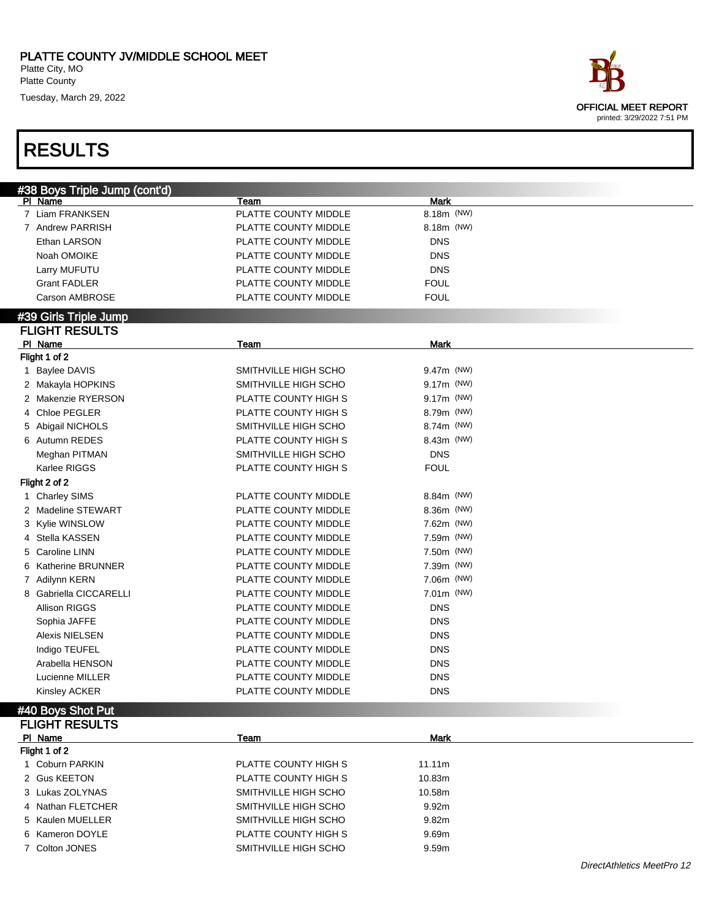# PLATTE COUNTY JV/MIDDLE SCHOOL MEET

Platte City, MO
Platte County
Tuesday, March 29, 2022

OFFICIAL MEET REPORT
printed: 3/29/2022 7:51 PM

# RESULTS

## #38 Boys Triple Jump (cont'd)

| Pl | Name | Team | Mark |
|---|---|---|---|
| 7 | Liam FRANKSEN | PLATTE COUNTY MIDDLE | 8.18m (NW) |
| 7 | Andrew PARRISH | PLATTE COUNTY MIDDLE | 8.18m (NW) |
| | Ethan LARSON | PLATTE COUNTY MIDDLE | DNS |
| | Noah OMOIKE | PLATTE COUNTY MIDDLE | DNS |
| | Larry MUFUTU | PLATTE COUNTY MIDDLE | DNS |
| | Grant FADLER | PLATTE COUNTY MIDDLE | FOUL |
| | Carson AMBROSE | PLATTE COUNTY MIDDLE | FOUL |

## #39 Girls Triple Jump

### FLIGHT RESULTS

| Pl | Name | Team | Mark |
|---|---|---|---|
| **Flight 1 of 2** | | | |
| 1 | Baylee DAVIS | SMITHVILLE HIGH SCHO | 9.47m (NW) |
| 2 | Makayla HOPKINS | SMITHVILLE HIGH SCHO | 9.17m (NW) |
| 2 | Makenzie RYERSON | PLATTE COUNTY HIGH S | 9.17m (NW) |
| 4 | Chloe PEGLER | PLATTE COUNTY HIGH S | 8.79m (NW) |
| 5 | Abigail NICHOLS | SMITHVILLE HIGH SCHO | 8.74m (NW) |
| 6 | Autumn REDES | PLATTE COUNTY HIGH S | 8.43m (NW) |
| | Meghan PITMAN | SMITHVILLE HIGH SCHO | DNS |
| | Karlee RIGGS | PLATTE COUNTY HIGH S | FOUL |
| **Flight 2 of 2** | | | |
| 1 | Charley SIMS | PLATTE COUNTY MIDDLE | 8.84m (NW) |
| 2 | Madeline STEWART | PLATTE COUNTY MIDDLE | 8.36m (NW) |
| 3 | Kylie WINSLOW | PLATTE COUNTY MIDDLE | 7.62m (NW) |
| 4 | Stella KASSEN | PLATTE COUNTY MIDDLE | 7.59m (NW) |
| 5 | Caroline LINN | PLATTE COUNTY MIDDLE | 7.50m (NW) |
| 6 | Katherine BRUNNER | PLATTE COUNTY MIDDLE | 7.39m (NW) |
| 7 | Adilynn KERN | PLATTE COUNTY MIDDLE | 7.06m (NW) |
| 8 | Gabriella CICCARELLI | PLATTE COUNTY MIDDLE | 7.01m (NW) |
| | Allison RIGGS | PLATTE COUNTY MIDDLE | DNS |
| | Sophia JAFFE | PLATTE COUNTY MIDDLE | DNS |
| | Alexis NIELSEN | PLATTE COUNTY MIDDLE | DNS |
| | Indigo TEUFEL | PLATTE COUNTY MIDDLE | DNS |
| | Arabella HENSON | PLATTE COUNTY MIDDLE | DNS |
| | Lucienne MILLER | PLATTE COUNTY MIDDLE | DNS |
| | Kinsley ACKER | PLATTE COUNTY MIDDLE | DNS |

## #40 Boys Shot Put

### FLIGHT RESULTS

| Pl | Name | Team | Mark |
|---|---|---|---|
| **Flight 1 of 2** | | | |
| 1 | Coburn PARKIN | PLATTE COUNTY HIGH S | 11.11m |
| 2 | Gus KEETON | PLATTE COUNTY HIGH S | 10.83m |
| 3 | Lukas ZOLYNAS | SMITHVILLE HIGH SCHO | 10.58m |
| 4 | Nathan FLETCHER | SMITHVILLE HIGH SCHO | 9.92m |
| 5 | Kaulen MUELLER | SMITHVILLE HIGH SCHO | 9.82m |
| 6 | Kameron DOYLE | PLATTE COUNTY HIGH S | 9.69m |
| 7 | Colton JONES | SMITHVILLE HIGH SCHO | 9.59m |

*DirectAthletics MeetPro 12*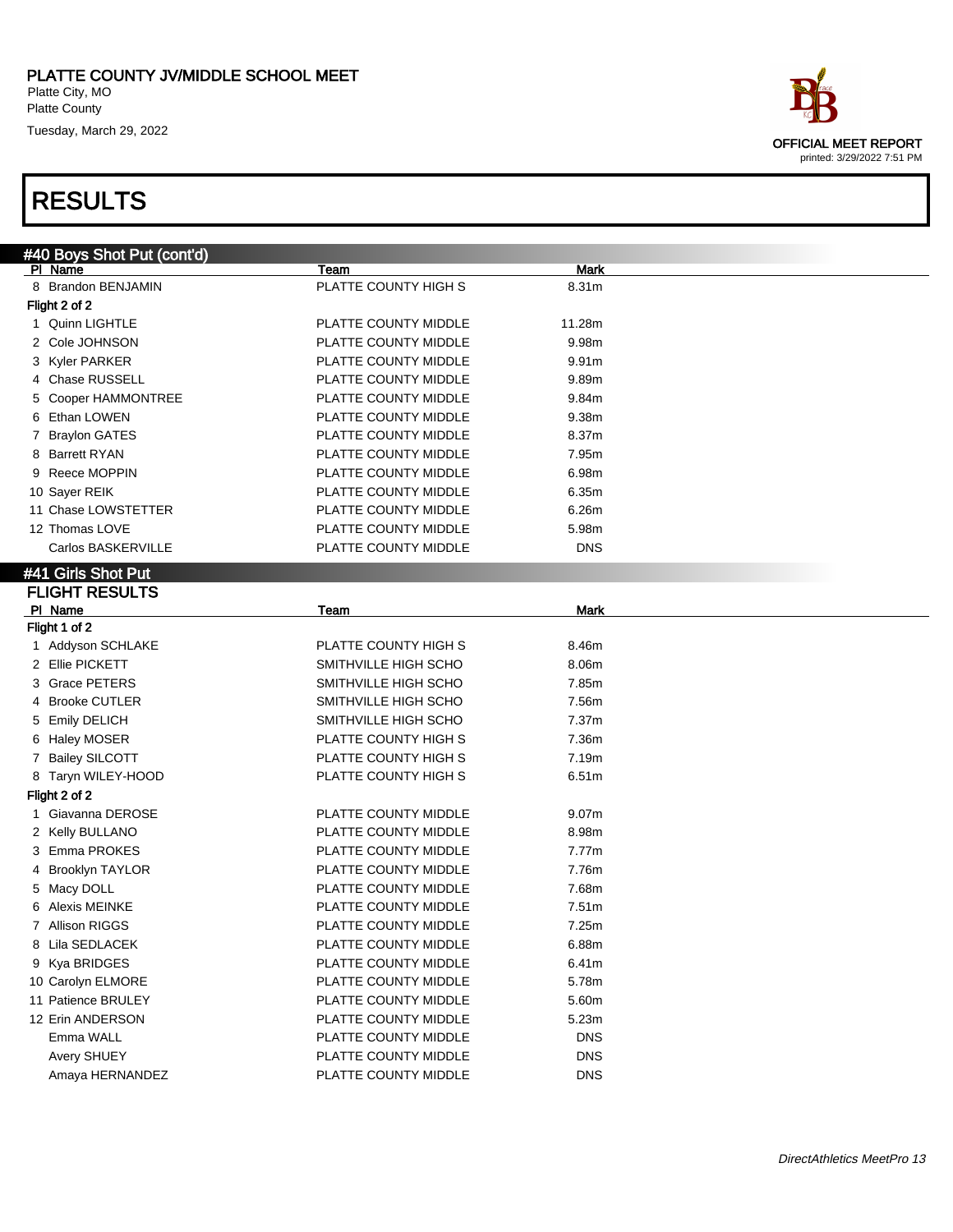PLATTE COUNTY JV/MIDDLE SCHOOL MEET
Platte City, MO
Platte County
Tuesday, March 29, 2022

OFFICIAL MEET REPORT
printed: 3/29/2022 7:51 PM

# RESULTS

## #40 Boys Shot Put (cont'd)

| Pl | Name | Team | Mark |
|---|---|---|---|
| 8 | Brandon BENJAMIN | PLATTE COUNTY HIGH S | 8.31m |
| **Flight 2 of 2** | | | |
| 1 | Quinn LIGHTLE | PLATTE COUNTY MIDDLE | 11.28m |
| 2 | Cole JOHNSON | PLATTE COUNTY MIDDLE | 9.98m |
| 3 | Kyler PARKER | PLATTE COUNTY MIDDLE | 9.91m |
| 4 | Chase RUSSELL | PLATTE COUNTY MIDDLE | 9.89m |
| 5 | Cooper HAMMONTREE | PLATTE COUNTY MIDDLE | 9.84m |
| 6 | Ethan LOWEN | PLATTE COUNTY MIDDLE | 9.38m |
| 7 | Braylon GATES | PLATTE COUNTY MIDDLE | 8.37m |
| 8 | Barrett RYAN | PLATTE COUNTY MIDDLE | 7.95m |
| 9 | Reece MOPPIN | PLATTE COUNTY MIDDLE | 6.98m |
| 10 | Sayer REIK | PLATTE COUNTY MIDDLE | 6.35m |
| 11 | Chase LOWSTETTER | PLATTE COUNTY MIDDLE | 6.26m |
| 12 | Thomas LOVE | PLATTE COUNTY MIDDLE | 5.98m |
| | Carlos BASKERVILLE | PLATTE COUNTY MIDDLE | DNS |

## #41 Girls Shot Put

### FLIGHT RESULTS

| Pl | Name | Team | Mark |
|---|---|---|---|
| **Flight 1 of 2** | | | |
| 1 | Addyson SCHLAKE | PLATTE COUNTY HIGH S | 8.46m |
| 2 | Ellie PICKETT | SMITHVILLE HIGH SCHO | 8.06m |
| 3 | Grace PETERS | SMITHVILLE HIGH SCHO | 7.85m |
| 4 | Brooke CUTLER | SMITHVILLE HIGH SCHO | 7.56m |
| 5 | Emily DELICH | SMITHVILLE HIGH SCHO | 7.37m |
| 6 | Haley MOSER | PLATTE COUNTY HIGH S | 7.36m |
| 7 | Bailey SILCOTT | PLATTE COUNTY HIGH S | 7.19m |
| 8 | Taryn WILEY-HOOD | PLATTE COUNTY HIGH S | 6.51m |
| **Flight 2 of 2** | | | |
| 1 | Giavanna DEROSE | PLATTE COUNTY MIDDLE | 9.07m |
| 2 | Kelly BULLANO | PLATTE COUNTY MIDDLE | 8.98m |
| 3 | Emma PROKES | PLATTE COUNTY MIDDLE | 7.77m |
| 4 | Brooklyn TAYLOR | PLATTE COUNTY MIDDLE | 7.76m |
| 5 | Macy DOLL | PLATTE COUNTY MIDDLE | 7.68m |
| 6 | Alexis MEINKE | PLATTE COUNTY MIDDLE | 7.51m |
| 7 | Allison RIGGS | PLATTE COUNTY MIDDLE | 7.25m |
| 8 | Lila SEDLACEK | PLATTE COUNTY MIDDLE | 6.88m |
| 9 | Kya BRIDGES | PLATTE COUNTY MIDDLE | 6.41m |
| 10 | Carolyn ELMORE | PLATTE COUNTY MIDDLE | 5.78m |
| 11 | Patience BRULEY | PLATTE COUNTY MIDDLE | 5.60m |
| 12 | Erin ANDERSON | PLATTE COUNTY MIDDLE | 5.23m |
| | Emma WALL | PLATTE COUNTY MIDDLE | DNS |
| | Avery SHUEY | PLATTE COUNTY MIDDLE | DNS |
| | Amaya HERNANDEZ | PLATTE COUNTY MIDDLE | DNS |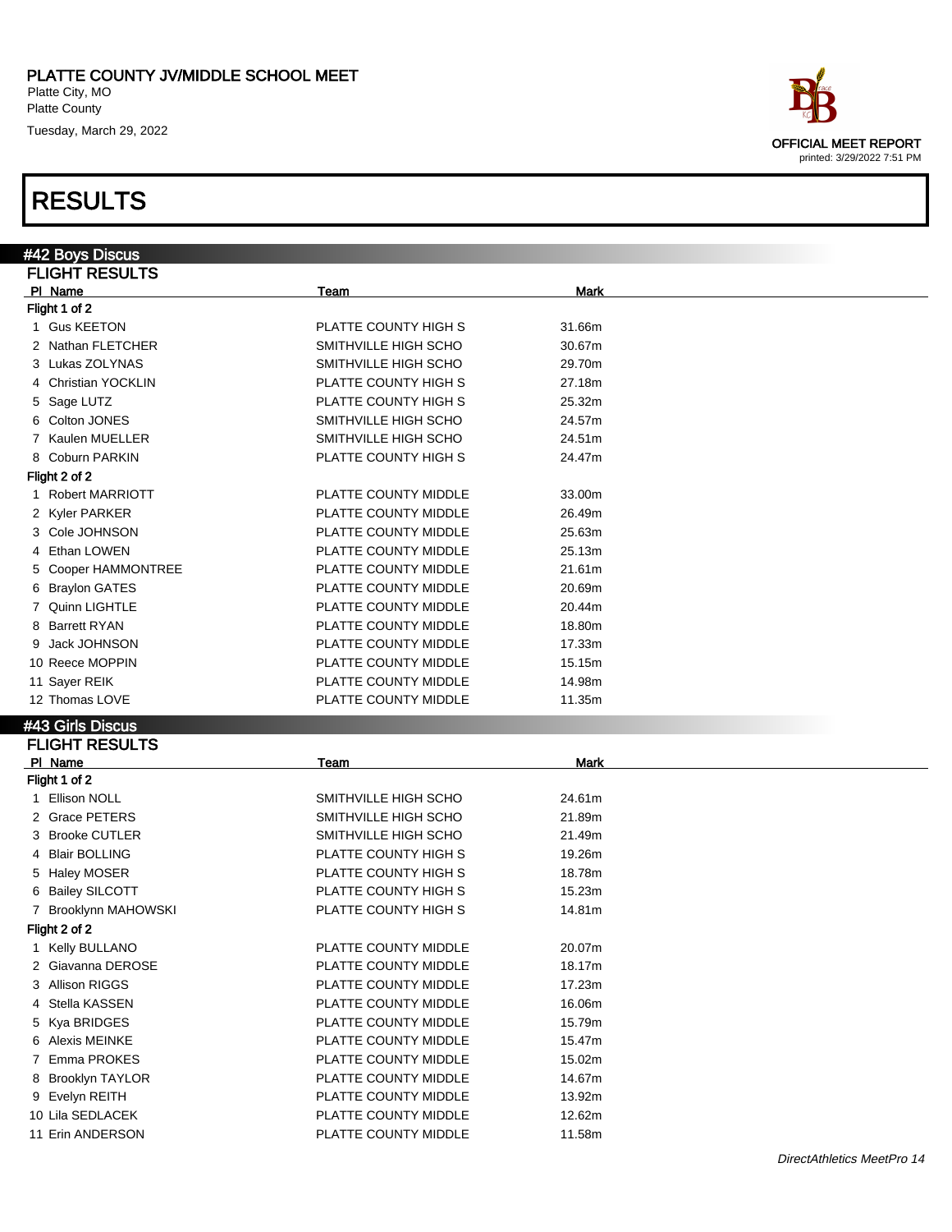# PLATTE COUNTY JV/MIDDLE SCHOOL MEET

Platte City, MO
Platte County
Tuesday, March 29, 2022

OFFICIAL MEET REPORT
printed: 3/29/2022 7:51 PM

# RESULTS

## #42 Boys Discus

### FLIGHT RESULTS

| Pl | Name | Team | Mark |
|---|---|---|---|
| **Flight 1 of 2** | | | |
| 1 | Gus KEETON | PLATTE COUNTY HIGH S | 31.66m |
| 2 | Nathan FLETCHER | SMITHVILLE HIGH SCHO | 30.67m |
| 3 | Lukas ZOLYNAS | SMITHVILLE HIGH SCHO | 29.70m |
| 4 | Christian YOCKLIN | PLATTE COUNTY HIGH S | 27.18m |
| 5 | Sage LUTZ | PLATTE COUNTY HIGH S | 25.32m |
| 6 | Colton JONES | SMITHVILLE HIGH SCHO | 24.57m |
| 7 | Kaulen MUELLER | SMITHVILLE HIGH SCHO | 24.51m |
| 8 | Coburn PARKIN | PLATTE COUNTY HIGH S | 24.47m |
| **Flight 2 of 2** | | | |
| 1 | Robert MARRIOTT | PLATTE COUNTY MIDDLE | 33.00m |
| 2 | Kyler PARKER | PLATTE COUNTY MIDDLE | 26.49m |
| 3 | Cole JOHNSON | PLATTE COUNTY MIDDLE | 25.63m |
| 4 | Ethan LOWEN | PLATTE COUNTY MIDDLE | 25.13m |
| 5 | Cooper HAMMONTREE | PLATTE COUNTY MIDDLE | 21.61m |
| 6 | Braylon GATES | PLATTE COUNTY MIDDLE | 20.69m |
| 7 | Quinn LIGHTLE | PLATTE COUNTY MIDDLE | 20.44m |
| 8 | Barrett RYAN | PLATTE COUNTY MIDDLE | 18.80m |
| 9 | Jack JOHNSON | PLATTE COUNTY MIDDLE | 17.33m |
| 10 | Reece MOPPIN | PLATTE COUNTY MIDDLE | 15.15m |
| 11 | Sayer REIK | PLATTE COUNTY MIDDLE | 14.98m |
| 12 | Thomas LOVE | PLATTE COUNTY MIDDLE | 11.35m |

## #43 Girls Discus

### FLIGHT RESULTS

| Pl | Name | Team | Mark |
|---|---|---|---|
| **Flight 1 of 2** | | | |
| 1 | Ellison NOLL | SMITHVILLE HIGH SCHO | 24.61m |
| 2 | Grace PETERS | SMITHVILLE HIGH SCHO | 21.89m |
| 3 | Brooke CUTLER | SMITHVILLE HIGH SCHO | 21.49m |
| 4 | Blair BOLLING | PLATTE COUNTY HIGH S | 19.26m |
| 5 | Haley MOSER | PLATTE COUNTY HIGH S | 18.78m |
| 6 | Bailey SILCOTT | PLATTE COUNTY HIGH S | 15.23m |
| 7 | Brooklynn MAHOWSKI | PLATTE COUNTY HIGH S | 14.81m |
| **Flight 2 of 2** | | | |
| 1 | Kelly BULLANO | PLATTE COUNTY MIDDLE | 20.07m |
| 2 | Giavanna DEROSE | PLATTE COUNTY MIDDLE | 18.17m |
| 3 | Allison RIGGS | PLATTE COUNTY MIDDLE | 17.23m |
| 4 | Stella KASSEN | PLATTE COUNTY MIDDLE | 16.06m |
| 5 | Kya BRIDGES | PLATTE COUNTY MIDDLE | 15.79m |
| 6 | Alexis MEINKE | PLATTE COUNTY MIDDLE | 15.47m |
| 7 | Emma PROKES | PLATTE COUNTY MIDDLE | 15.02m |
| 8 | Brooklyn TAYLOR | PLATTE COUNTY MIDDLE | 14.67m |
| 9 | Evelyn REITH | PLATTE COUNTY MIDDLE | 13.92m |
| 10 | Lila SEDLACEK | PLATTE COUNTY MIDDLE | 12.62m |
| 11 | Erin ANDERSON | PLATTE COUNTY MIDDLE | 11.58m |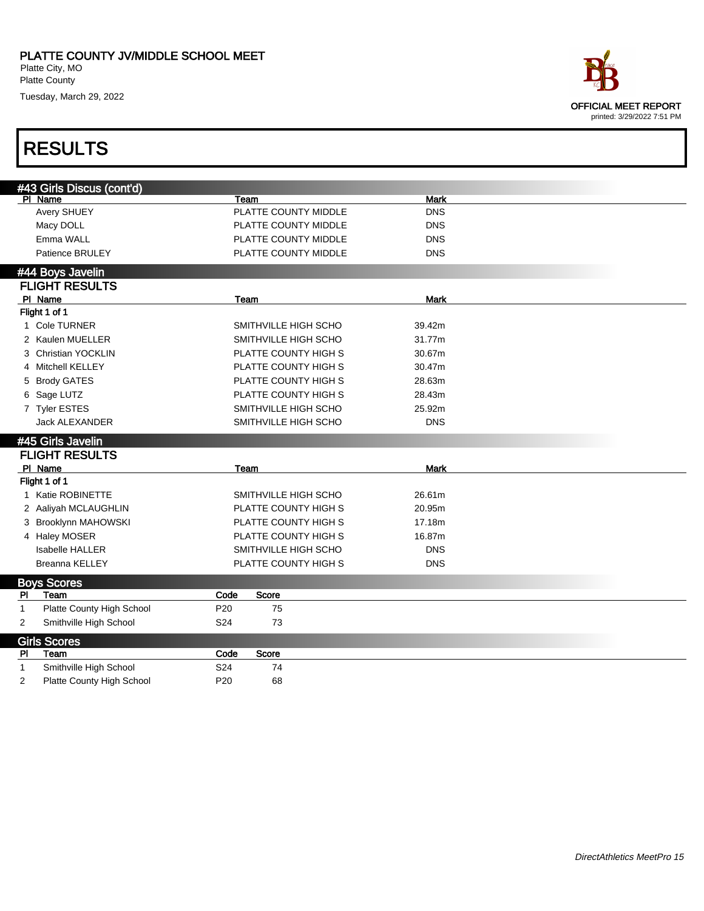## RESULTS

### #43 Girls Discus (cont'd)

| Pl | Name | Team | Mark |
|---|---|---|---|
| | Avery SHUEY | PLATTE COUNTY MIDDLE | DNS |
| | Macy DOLL | PLATTE COUNTY MIDDLE | DNS |
| | Emma WALL | PLATTE COUNTY MIDDLE | DNS |
| | Patience BRULEY | PLATTE COUNTY MIDDLE | DNS |

### #44 Boys Javelin

**FLIGHT RESULTS**

| Pl | Name | Team | Mark |
|---|---|---|---|
| **Flight 1 of 1** | | | |
| 1 | Cole TURNER | SMITHVILLE HIGH SCHO | 39.42m |
| 2 | Kaulen MUELLER | SMITHVILLE HIGH SCHO | 31.77m |
| 3 | Christian YOCKLIN | PLATTE COUNTY HIGH S | 30.67m |
| 4 | Mitchell KELLEY | PLATTE COUNTY HIGH S | 30.47m |
| 5 | Brody GATES | PLATTE COUNTY HIGH S | 28.63m |
| 6 | Sage LUTZ | PLATTE COUNTY HIGH S | 28.43m |
| 7 | Tyler ESTES | SMITHVILLE HIGH SCHO | 25.92m |
| | Jack ALEXANDER | SMITHVILLE HIGH SCHO | DNS |

### #45 Girls Javelin

**FLIGHT RESULTS**

| Pl | Name | Team | Mark |
|---|---|---|---|
| **Flight 1 of 1** | | | |
| 1 | Katie ROBINETTE | SMITHVILLE HIGH SCHO | 26.61m |
| 2 | Aaliyah MCLAUGHLIN | PLATTE COUNTY HIGH S | 20.95m |
| 3 | Brooklynn MAHOWSKI | PLATTE COUNTY HIGH S | 17.18m |
| 4 | Haley MOSER | PLATTE COUNTY HIGH S | 16.87m |
| | Isabelle HALLER | SMITHVILLE HIGH SCHO | DNS |
| | Breanna KELLEY | PLATTE COUNTY HIGH S | DNS |

### Boys Scores

| Pl | Team | Code | Score |
|---|---|---|---|
| 1 | Platte County High School | P20 | 75 |
| 2 | Smithville High School | S24 | 73 |

### Girls Scores

| Pl | Team | Code | Score |
|---|---|---|---|
| 1 | Smithville High School | S24 | 74 |
| 2 | Platte County High School | P20 | 68 |